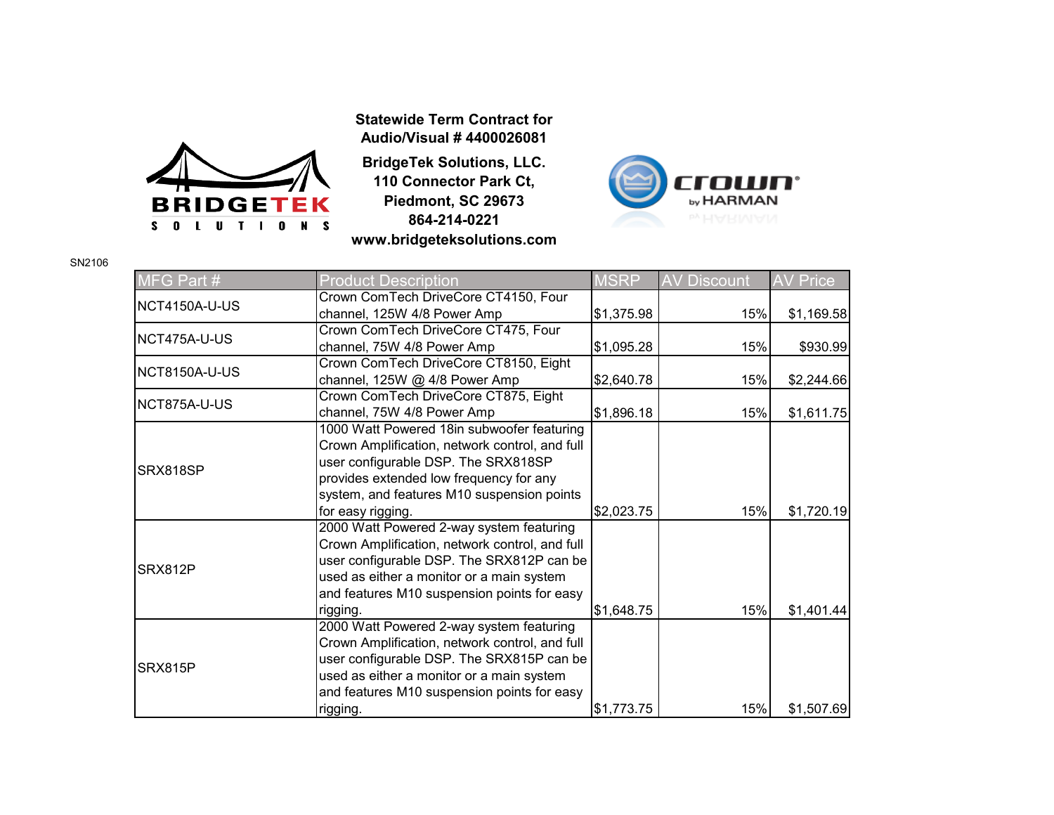**Statewide Term Contract for Audio/Visual # 4400026081**

**BridgeTek Solutions, LLC.**
**110 Connector Park Ct,**
**Piedmont, SC 29673**
**864-214-0221**
**www.bridgeteksolutions.com**

SN2106

| MFG Part # | Product Description | MSRP | AV Discount | AV Price |
|---|---|---|---|---|
| NCT4150A-U-US | Crown ComTech DriveCore CT4150, Four channel, 125W 4/8 Power Amp | $1,375.98 | 15% | $1,169.58 |
| NCT475A-U-US | Crown ComTech DriveCore CT475, Four channel, 75W 4/8 Power Amp | $1,095.28 | 15% | $930.99 |
| NCT8150A-U-US | Crown ComTech DriveCore CT8150, Eight channel, 125W @ 4/8 Power Amp | $2,640.78 | 15% | $2,244.66 |
| NCT875A-U-US | Crown ComTech DriveCore CT875, Eight channel, 75W 4/8 Power Amp | $1,896.18 | 15% | $1,611.75 |
| SRX818SP | 1000 Watt Powered 18in subwoofer featuring Crown Amplification, network control, and full user configurable DSP. The SRX818SP provides extended low frequency for any system, and features M10 suspension points for easy rigging. | $2,023.75 | 15% | $1,720.19 |
| SRX812P | 2000 Watt Powered 2-way system featuring Crown Amplification, network control, and full user configurable DSP. The SRX812P can be used as either a monitor or a main system and features M10 suspension points for easy rigging. | $1,648.75 | 15% | $1,401.44 |
| SRX815P | 2000 Watt Powered 2-way system featuring Crown Amplification, network control, and full user configurable DSP. The SRX815P can be used as either a monitor or a main system and features M10 suspension points for easy rigging. | $1,773.75 | 15% | $1,507.69 |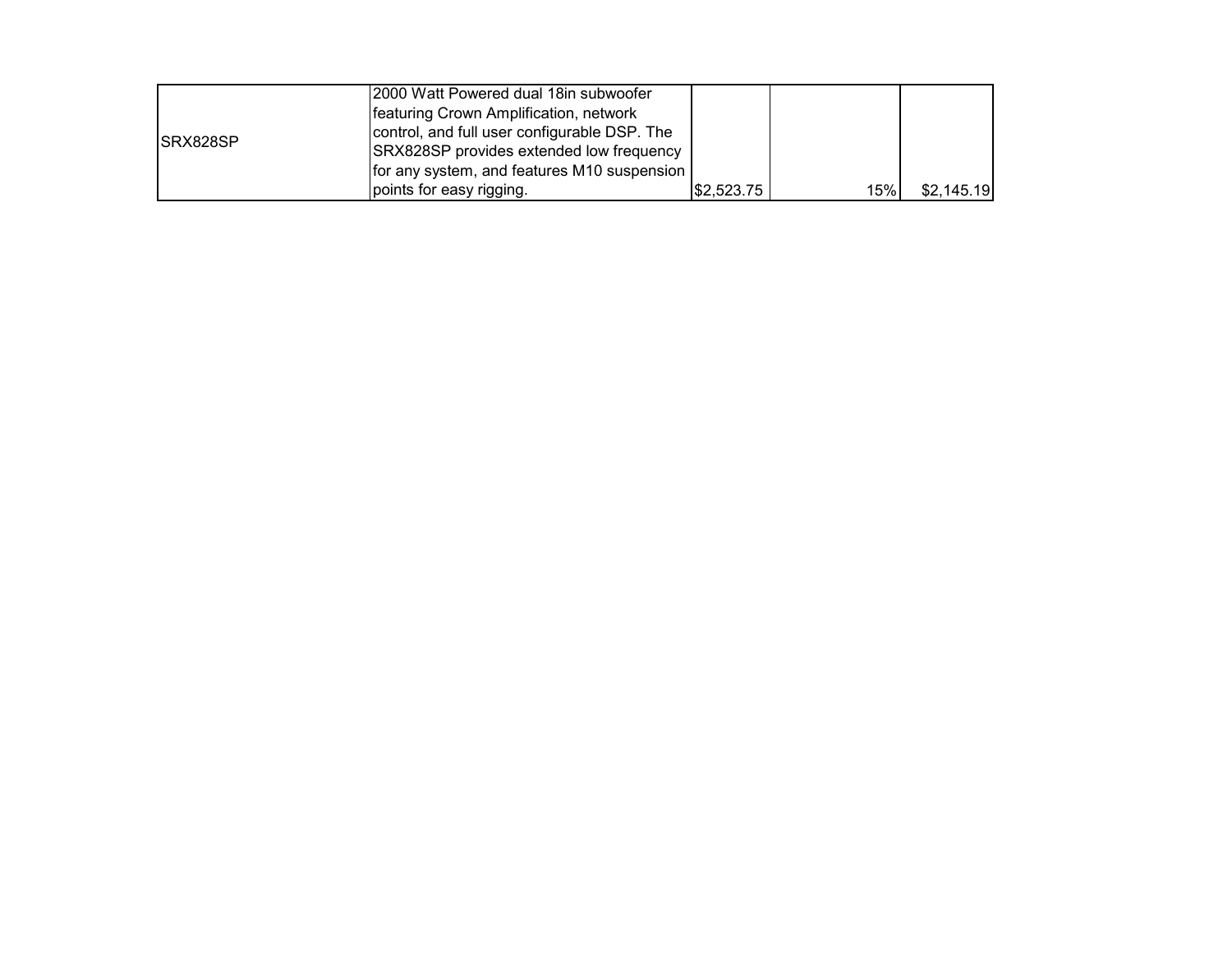| | | | | |
|---|---|---|---|---|
| SRX828SP | 2000 Watt Powered dual 18in subwoofer featuring Crown Amplification, network control, and full user configurable DSP. The SRX828SP provides extended low frequency for any system, and features M10 suspension points for easy rigging. | $2,523.75 | 15% | $2,145.19 |